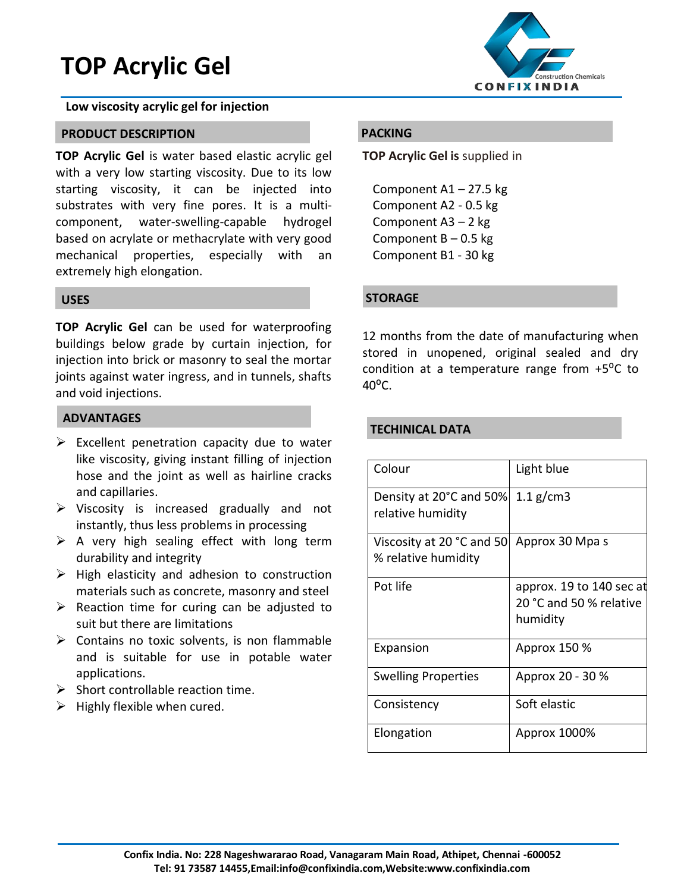# TOP Acrylic Gel

**Low viscosity acrylic gel for injection**

## PRODUCT DESCRIPTION

**TOP Acrylic Gel** is water based elastic acrylic gel with a very low starting viscosity. Due to its low starting viscosity, it can be injected into substrates with very fine pores. It is a multi-component, water-swelling-capable hydrogel based on acrylate or methacrylate with very good mechanical properties, especially with an extremely high elongation.

## USES

**TOP Acrylic Gel** can be used for waterproofing buildings below grade by curtain injection, for injection into brick or masonry to seal the mortar joints against water ingress, and in tunnels, shafts and void injections.

## ADVANTAGES

- Excellent penetration capacity due to water like viscosity, giving instant filling of injection hose and the joint as well as hairline cracks and capillaries.
- Viscosity is increased gradually and not instantly, thus less problems in processing
- A very high sealing effect with long term durability and integrity
- High elasticity and adhesion to construction materials such as concrete, masonry and steel
- Reaction time for curing can be adjusted to suit but there are limitations
- Contains no toxic solvents, is non flammable and is suitable for use in potable water applications.
- Short controllable reaction time.
- Highly flexible when cured.

## PACKING

**TOP Acrylic Gel is** supplied in

Component A1 – 27.5 kg
Component A2 - 0.5 kg
Component A3 – 2 kg
Component B – 0.5 kg
Component B1 - 30 kg

## STORAGE

12 months from the date of manufacturing when stored in unopened, original sealed and dry condition at a temperature range from +5°C to 40°C.

## TECHINICAL DATA

| | |
|---|---|
| Colour | Light blue |
| Density at 20°C and 50% relative humidity | 1.1 g/cm3 |
| Viscosity at 20 °C and 50 % relative humidity | Approx 30 Mpa s |
| Pot life | approx. 19 to 140 sec at 20 °C and 50 % relative humidity |
| Expansion | Approx 150 % |
| Swelling Properties | Approx 20 - 30 % |
| Consistency | Soft elastic |
| Elongation | Approx 1000% |

**Confix India. No: 228 Nageshwararao Road, Vanagaram Main Road, Athipet, Chennai -600052**
**Tel: 91 73587 14455,Email:info@confixindia.com,Website:www.confixindia.com**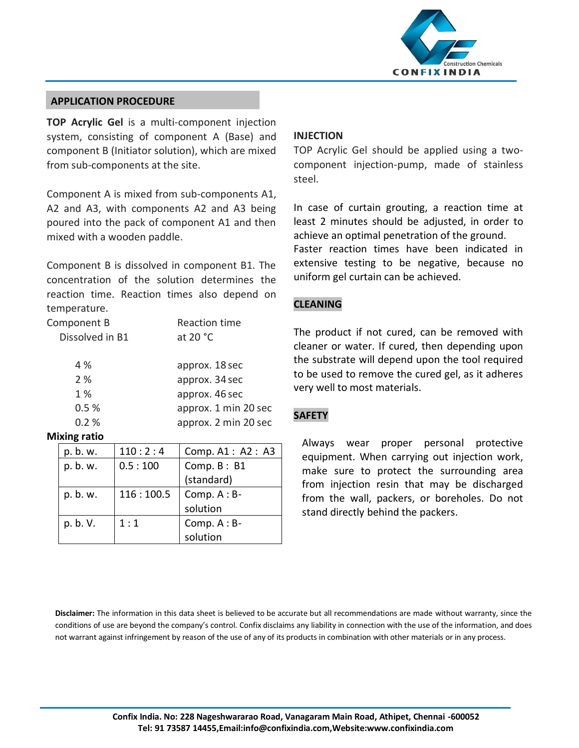## APPLICATION PROCEDURE

**TOP Acrylic Gel** is a multi-component injection system, consisting of component A (Base) and component B (Initiator solution), which are mixed from sub-components at the site.

Component A is mixed from sub-components A1, A2 and A3, with components A2 and A3 being poured into the pack of component A1 and then mixed with a wooden paddle.

Component B is dissolved in component B1. The concentration of the solution determines the reaction time. Reaction times also depend on temperature.

| Component B Dissolved in B1 | Reaction time at 20 °C |
|---|---|
| 4 % | approx. 18 sec |
| 2 % | approx. 34 sec |
| 1 % | approx. 46 sec |
| 0.5 % | approx. 1 min 20 sec |
| 0.2 % | approx. 2 min 20 sec |

**Mixing ratio**

| | | |
|---|---|---|
| p. b. w. | 110 : 2 : 4 | Comp. A1 : A2 : A3 |
| p. b. w. | 0.5 : 100 | Comp. B : B1 (standard) |
| p. b. w. | 116 : 100.5 | Comp. A : B-solution |
| p. b. V. | 1 : 1 | Comp. A : B-solution |

**INJECTION**

TOP Acrylic Gel should be applied using a two-component injection-pump, made of stainless steel.

In case of curtain grouting, a reaction time at least 2 minutes should be adjusted, in order to achieve an optimal penetration of the ground.
Faster reaction times have been indicated in extensive testing to be negative, because no uniform gel curtain can be achieved.

## CLEANING

The product if not cured, can be removed with cleaner or water. If cured, then depending upon the substrate will depend upon the tool required to be used to remove the cured gel, as it adheres very well to most materials.

## SAFETY

Always wear proper personal protective equipment. When carrying out injection work, make sure to protect the surrounding area from injection resin that may be discharged from the wall, packers, or boreholes. Do not stand directly behind the packers.

**Disclaimer:** The information in this data sheet is believed to be accurate but all recommendations are made without warranty, since the conditions of use are beyond the company's control. Confix disclaims any liability in connection with the use of the information, and does not warrant against infringement by reason of the use of any of its products in combination with other materials or in any process.